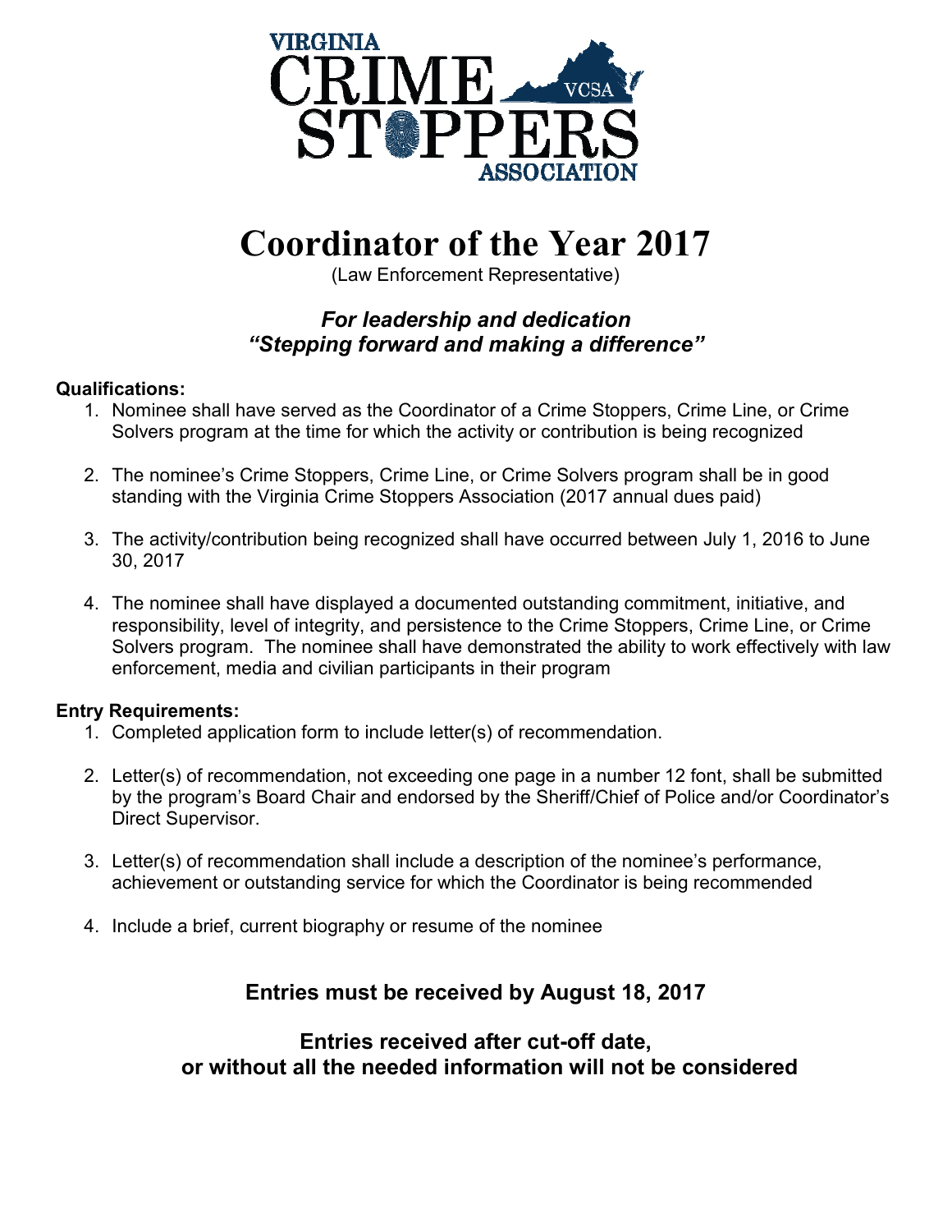VIRGINIA CRIME STOPPERS ASSOCIATION

VCSA

# Coordinator of the Year 2017

(Law Enforcement Representative)

***For leadership and dedication***
***"Stepping forward and making a difference"***

**Qualifications:**

1. Nominee shall have served as the Coordinator of a Crime Stoppers, Crime Line, or Crime Solvers program at the time for which the activity or contribution is being recognized

2. The nominee's Crime Stoppers, Crime Line, or Crime Solvers program shall be in good standing with the Virginia Crime Stoppers Association (2017 annual dues paid)

3. The activity/contribution being recognized shall have occurred between July 1, 2016 to June 30, 2017

4. The nominee shall have displayed a documented outstanding commitment, initiative, and responsibility, level of integrity, and persistence to the Crime Stoppers, Crime Line, or Crime Solvers program. The nominee shall have demonstrated the ability to work effectively with law enforcement, media and civilian participants in their program

**Entry Requirements:**

1. Completed application form to include letter(s) of recommendation.

2. Letter(s) of recommendation, not exceeding one page in a number 12 font, shall be submitted by the program's Board Chair and endorsed by the Sheriff/Chief of Police and/or Coordinator's Direct Supervisor.

3. Letter(s) of recommendation shall include a description of the nominee's performance, achievement or outstanding service for which the Coordinator is being recommended

4. Include a brief, current biography or resume of the nominee

### Entries must be received by August 18, 2017

### Entries received after cut-off date, or without all the needed information will not be considered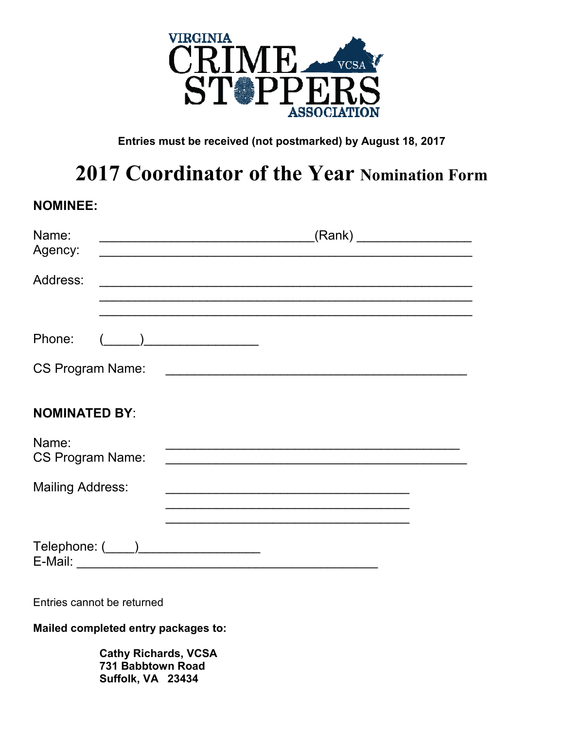VIRGINIA CRIME STOPPERS ASSOCIATION

**Entries must be received (not postmarked) by August 18, 2017**

# 2017 Coordinator of the Year Nomination Form

**NOMINEE:**

Name: ______________________________(Rank) _______________
Agency: _____________________________________________________

Address: _____________________________________________________
_____________________________________________________
_____________________________________________________

Phone: (_____)________________

CS Program Name: ____________________________________________

**NOMINATED BY**:

Name: ___________________________________________
CS Program Name: ____________________________________________

Mailing Address: ____________________________________
____________________________________
____________________________________

Telephone: (____)_________________
E-Mail: ___________________________________________

Entries cannot be returned

**Mailed completed entry packages to:**

**Cathy Richards, VCSA**
**731 Babbtown Road**
**Suffolk, VA 23434**